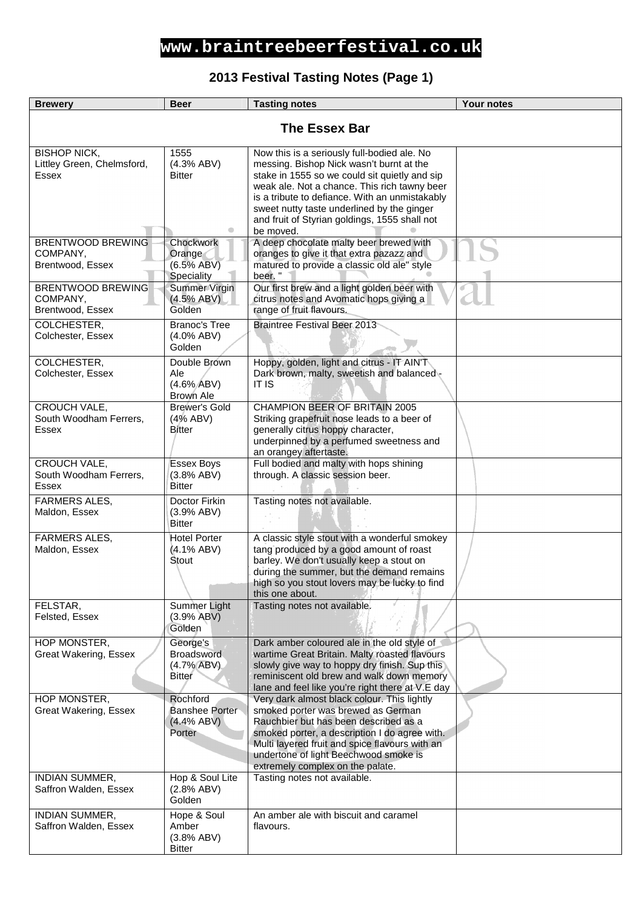# www.braintreebeerfestival.co.uk

## 2013 Festival Tasting Notes (Page 1)

| Brewery | Beer | Tasting notes | Your notes |
|---|---|---|---|
| **The Essex Bar** | | | |
| BISHOP NICK, Littley Green, Chelmsford, Essex | 1555 (4.3% ABV) Bitter | Now this is a seriously full-bodied ale. No messing. Bishop Nick wasn't burnt at the stake in 1555 so we could sit quietly and sip weak ale. Not a chance. This rich tawny beer is a tribute to defiance. With an unmistakably sweet nutty taste underlined by the ginger and fruit of Styrian goldings, 1555 shall not be moved. | |
| BRENTWOOD BREWING COMPANY, Brentwood, Essex | Chockwork Orange (6.5% ABV) Speciality | A deep chocolate malty beer brewed with oranges to give it that extra pazazz and matured to provide a classic old ale" style beer. " | |
| BRENTWOOD BREWING COMPANY, Brentwood, Essex | Summer Virgin (4.5% ABV) Golden | Our first brew and a light golden beer with citrus notes and Avomatic hops giving a range of fruit flavours. | |
| COLCHESTER, Colchester, Essex | Branoc's Tree (4.0% ABV) Golden | Braintree Festival Beer 2013 | |
| COLCHESTER, Colchester, Essex | Double Brown Ale (4.6% ABV) Brown Ale | Hoppy, golden, light and citrus - IT AIN'T Dark brown, malty, sweetish and balanced - IT IS | |
| CROUCH VALE, South Woodham Ferrers, Essex | Brewer's Gold (4% ABV) Bitter | CHAMPION BEER OF BRITAIN 2005 Striking grapefruit nose leads to a beer of generally citrus hoppy character, underpinned by a perfumed sweetness and an orangey aftertaste. | |
| CROUCH VALE, South Woodham Ferrers, Essex | Essex Boys (3.8% ABV) Bitter | Full bodied and malty with hops shining through. A classic session beer. | |
| FARMERS ALES, Maldon, Essex | Doctor Firkin (3.9% ABV) Bitter | Tasting notes not available. | |
| FARMERS ALES, Maldon, Essex | Hotel Porter (4.1% ABV) Stout | A classic style stout with a wonderful smokey tang produced by a good amount of roast barley. We don't usually keep a stout on during the summer, but the demand remains high so you stout lovers may be lucky to find this one about. | |
| FELSTAR, Felsted, Essex | Summer Light (3.9% ABV) Golden | Tasting notes not available. | |
| HOP MONSTER, Great Wakering, Essex | George's Broadsword (4.7% ABV) Bitter | Dark amber coloured ale in the old style of wartime Great Britain. Malty roasted flavours slowly give way to hoppy dry finish. Sup this reminiscent old brew and walk down memory lane and feel like you're right there at V.E day | |
| HOP MONSTER, Great Wakering, Essex | Rochford Banshee Porter (4.4% ABV) Porter | Very dark almost black colour. This lightly smoked porter was brewed as German Rauchbier but has been described as a smoked porter, a description I do agree with. Multi layered fruit and spice flavours with an undertone of light Beechwood smoke is extremely complex on the palate. | |
| INDIAN SUMMER, Saffron Walden, Essex | Hop & Soul Lite (2.8% ABV) Golden | Tasting notes not available. | |
| INDIAN SUMMER, Saffron Walden, Essex | Hope & Soul Amber (3.8% ABV) Bitter | An amber ale with biscuit and caramel flavours. | |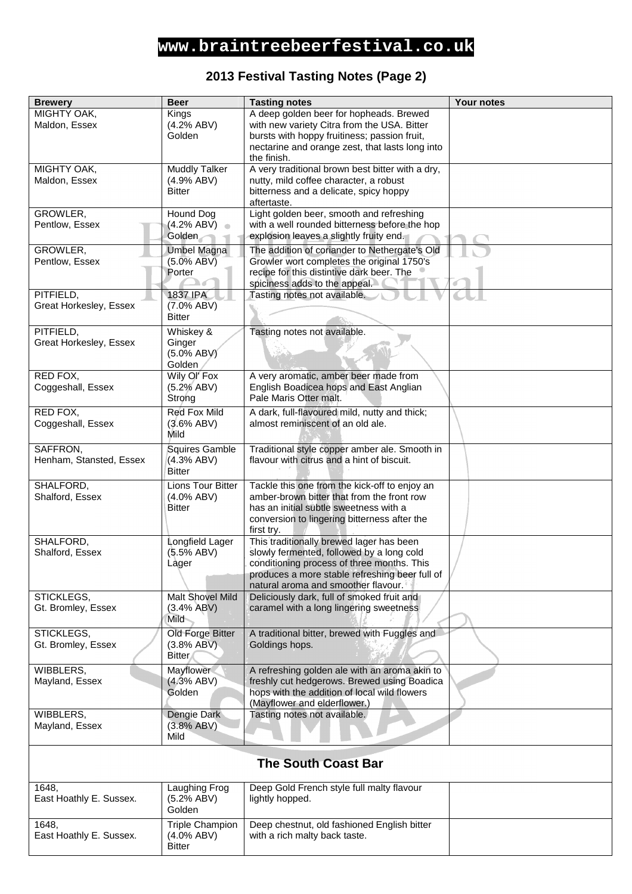# www.braintreebeerfestival.co.uk

## 2013 Festival Tasting Notes (Page 2)

| Brewery | Beer | Tasting notes | Your notes |
|---|---|---|---|
| MIGHTY OAK, Maldon, Essex | Kings (4.2% ABV) Golden | A deep golden beer for hopheads. Brewed with new variety Citra from the USA. Bitter bursts with hoppy fruitiness; passion fruit, nectarine and orange zest, that lasts long into the finish. | |
| MIGHTY OAK, Maldon, Essex | Muddly Talker (4.9% ABV) Bitter | A very traditional brown best bitter with a dry, nutty, mild coffee character, a robust bitterness and a delicate, spicy hoppy aftertaste. | |
| GROWLER, Pentlow, Essex | Hound Dog (4.2% ABV) Golden | Light golden beer, smooth and refreshing with a well rounded bitterness before the hop explosion leaves a slightly fruity end. | |
| GROWLER, Pentlow, Essex | Umbel Magna (5.0% ABV) Porter | The addition of coriander to Nethergate's Old Growler wort completes the original 1750's recipe for this distintive dark beer. The spiciness adds to the appeal. | |
| PITFIELD, Great Horkesley, Essex | 1837 IPA (7.0% ABV) Bitter | Tasting notes not available. | |
| PITFIELD, Great Horkesley, Essex | Whiskey & Ginger (5.0% ABV) Golden | Tasting notes not available. | |
| RED FOX, Coggeshall, Essex | Wily Ol' Fox (5.2% ABV) Strong | A very aromatic, amber beer made from English Boadicea hops and East Anglian Pale Maris Otter malt. | |
| RED FOX, Coggeshall, Essex | Red Fox Mild (3.6% ABV) Mild | A dark, full-flavoured mild, nutty and thick; almost reminiscent of an old ale. | |
| SAFFRON, Henham, Stansted, Essex | Squires Gamble (4.3% ABV) Bitter | Traditional style copper amber ale. Smooth in flavour with citrus and a hint of biscuit. | |
| SHALFORD, Shalford, Essex | Lions Tour Bitter (4.0% ABV) Bitter | Tackle this one from the kick-off to enjoy an amber-brown bitter that from the front row has an initial subtle sweetness with a conversion to lingering bitterness after the first try. | |
| SHALFORD, Shalford, Essex | Longfield Lager (5.5% ABV) Lager | This traditionally brewed lager has been slowly fermented, followed by a long cold conditioning process of three months. This produces a more stable refreshing beer full of natural aroma and smoother flavour. | |
| STICKLEGS, Gt. Bromley, Essex | Malt Shovel Mild (3.4% ABV) Mild | Deliciously dark, full of smoked fruit and caramel with a long lingering sweetness | |
| STICKLEGS, Gt. Bromley, Essex | Old Forge Bitter (3.8% ABV) Bitter | A traditional bitter, brewed with Fuggles and Goldings hops. | |
| WIBBLERS, Mayland, Essex | Mayflower (4.3% ABV) Golden | A refreshing golden ale with an aroma akin to freshly cut hedgerows. Brewed using Boadica hops with the addition of local wild flowers (Mayflower and elderflower.) | |
| WIBBLERS, Mayland, Essex | Dengie Dark (3.8% ABV) Mild | Tasting notes not available. | |
| **The South Coast Bar** | | | |
| 1648, East Hoathly E. Sussex. | Laughing Frog (5.2% ABV) Golden | Deep Gold French style full malty flavour lightly hopped. | |
| 1648, East Hoathly E. Sussex. | Triple Champion (4.0% ABV) Bitter | Deep chestnut, old fashioned English bitter with a rich malty back taste. | |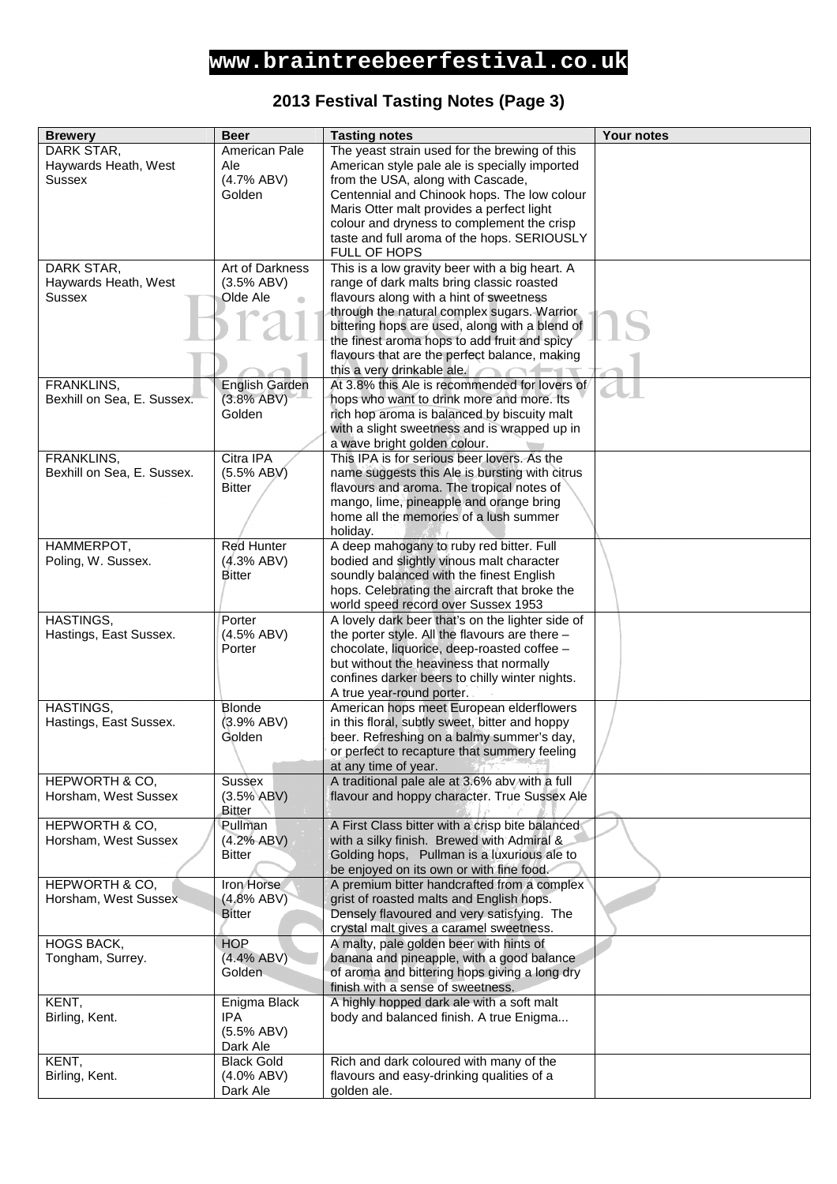# www.braintreebeerfestival.co.uk

## 2013 Festival Tasting Notes (Page 3)

| Brewery | Beer | Tasting notes | Your notes |
|---|---|---|---|
| DARK STAR, Haywards Heath, West Sussex | American Pale Ale (4.7% ABV) Golden | The yeast strain used for the brewing of this American style pale ale is specially imported from the USA, along with Cascade, Centennial and Chinook hops. The low colour Maris Otter malt provides a perfect light colour and dryness to complement the crisp taste and full aroma of the hops. SERIOUSLY FULL OF HOPS | |
| DARK STAR, Haywards Heath, West Sussex | Art of Darkness (3.5% ABV) Olde Ale | This is a low gravity beer with a big heart. A range of dark malts bring classic roasted flavours along with a hint of sweetness through the natural complex sugars. Warrior bittering hops are used, along with a blend of the finest aroma hops to add fruit and spicy flavours that are the perfect balance, making this a very drinkable ale. | |
| FRANKLINS, Bexhill on Sea, E. Sussex. | English Garden (3.8% ABV) Golden | At 3.8% this Ale is recommended for lovers of hops who want to drink more and more. Its rich hop aroma is balanced by biscuity malt with a slight sweetness and is wrapped up in a wave bright golden colour. | |
| FRANKLINS, Bexhill on Sea, E. Sussex. | Citra IPA (5.5% ABV) Bitter | This IPA is for serious beer lovers. As the name suggests this Ale is bursting with citrus flavours and aroma. The tropical notes of mango, lime, pineapple and orange bring home all the memories of a lush summer holiday. | |
| HAMMERPOT, Poling, W. Sussex. | Red Hunter (4.3% ABV) Bitter | A deep mahogany to ruby red bitter. Full bodied and slightly vinous malt character soundly balanced with the finest English hops. Celebrating the aircraft that broke the world speed record over Sussex 1953 | |
| HASTINGS, Hastings, East Sussex. | Porter (4.5% ABV) Porter | A lovely dark beer that's on the lighter side of the porter style. All the flavours are there – chocolate, liquorice, deep-roasted coffee – but without the heaviness that normally confines darker beers to chilly winter nights. A true year-round porter. | |
| HASTINGS, Hastings, East Sussex. | Blonde (3.9% ABV) Golden | American hops meet European elderflowers in this floral, subtly sweet, bitter and hoppy beer. Refreshing on a balmy summer's day, or perfect to recapture that summery feeling at any time of year. | |
| HEPWORTH & CO, Horsham, West Sussex | Sussex (3.5% ABV) Bitter | A traditional pale ale at 3.6% abv with a full flavour and hoppy character. True Sussex Ale | |
| HEPWORTH & CO, Horsham, West Sussex | Pullman (4.2% ABV) Bitter | A First Class bitter with a crisp bite balanced with a silky finish. Brewed with Admiral & Golding hops, Pullman is a luxurious ale to be enjoyed on its own or with fine food. | |
| HEPWORTH & CO, Horsham, West Sussex | Iron Horse (4.8% ABV) Bitter | A premium bitter handcrafted from a complex grist of roasted malts and English hops. Densely flavoured and very satisfying. The crystal malt gives a caramel sweetness. | |
| HOGS BACK, Tongham, Surrey. | HOP (4.4% ABV) Golden | A malty, pale golden beer with hints of banana and pineapple, with a good balance of aroma and bittering hops giving a long dry finish with a sense of sweetness. | |
| KENT, Birling, Kent. | Enigma Black IPA (5.5% ABV) Dark Ale | A highly hopped dark ale with a soft malt body and balanced finish. A true Enigma... | |
| KENT, Birling, Kent. | Black Gold (4.0% ABV) Dark Ale | Rich and dark coloured with many of the flavours and easy-drinking qualities of a golden ale. | |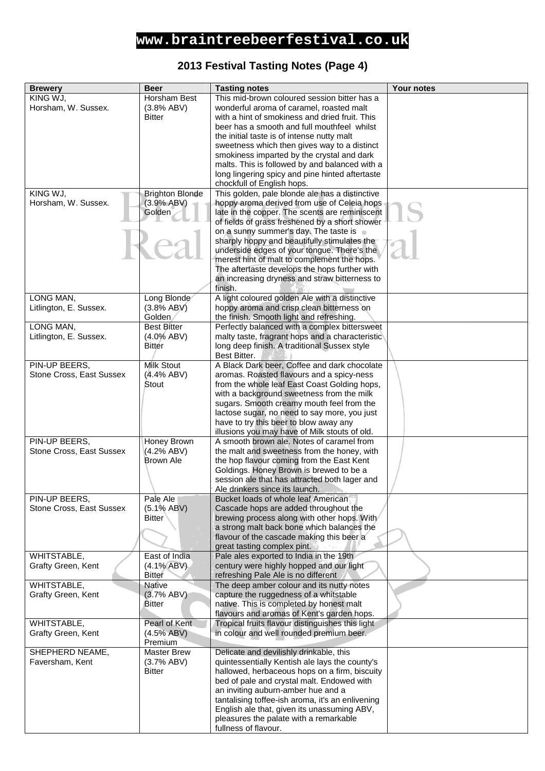**www.braintreebeerfestival.co.uk**

## 2013 Festival Tasting Notes (Page 4)

| Brewery | Beer | Tasting notes | Your notes |
|---|---|---|---|
| KING WJ, Horsham, W. Sussex. | Horsham Best (3.8% ABV) Bitter | This mid-brown coloured session bitter has a wonderful aroma of caramel, roasted malt with a hint of smokiness and dried fruit. This beer has a smooth and full mouthfeel whilst the initial taste is of intense nutty malt sweetness which then gives way to a distinct smokiness imparted by the crystal and dark malts. This is followed by and balanced with a long lingering spicy and pine hinted aftertaste chockfull of English hops. | |
| KING WJ, Horsham, W. Sussex. | Brighton Blonde (3.9% ABV) Golden | This golden, pale blonde ale has a distinctive hoppy aroma derived from use of Celeia hops late in the copper. The scents are reminiscent of fields of grass freshened by a short shower on a sunny summer's day. The taste is sharply hoppy and beautifully stimulates the underside edges of your tongue. There's the merest hint of malt to complement the hops. The aftertaste develops the hops further with an increasing dryness and straw bitterness to finish. | |
| LONG MAN, Litlington, E. Sussex. | Long Blonde (3.8% ABV) Golden | A light coloured golden Ale with a distinctive hoppy aroma and crisp clean bitterness on the finish. Smooth light and refreshing. | |
| LONG MAN, Litlington, E. Sussex. | Best Bitter (4.0% ABV) Bitter | Perfectly balanced with a complex bittersweet malty taste, fragrant hops and a characteristic long deep finish. A traditional Sussex style Best Bitter. | |
| PIN-UP BEERS, Stone Cross, East Sussex | Milk Stout (4.4% ABV) Stout | A Black Dark beer, Coffee and dark chocolate aromas. Roasted flavours and a spicy-ness from the whole leaf East Coast Golding hops, with a background sweetness from the milk sugars. Smooth creamy mouth feel from the lactose sugar, no need to say more, you just have to try this beer to blow away any illusions you may have of Milk stouts of old. | |
| PIN-UP BEERS, Stone Cross, East Sussex | Honey Brown (4.2% ABV) Brown Ale | A smooth brown ale. Notes of caramel from the malt and sweetness from the honey, with the hop flavour coming from the East Kent Goldings. Honey Brown is brewed to be a session ale that has attracted both lager and Ale drinkers since its launch. | |
| PIN-UP BEERS, Stone Cross, East Sussex | Pale Ale (5.1% ABV) Bitter | Bucket loads of whole leaf American Cascade hops are added throughout the brewing process along with other hops. With a strong malt back bone which balances the flavour of the cascade making this beer a great tasting complex pint. | |
| WHITSTABLE, Grafty Green, Kent | East of India (4.1% ABV) Bitter | Pale ales exported to India in the 19th century were highly hopped and our light refreshing Pale Ale is no different | |
| WHITSTABLE, Grafty Green, Kent | Native (3.7% ABV) Bitter | The deep amber colour and its nutty notes capture the ruggedness of a whitstable native. This is completed by honest malt flavours and aromas of Kent's garden hops. | |
| WHITSTABLE, Grafty Green, Kent | Pearl of Kent (4.5% ABV) Premium | Tropical fruits flavour distinguishes this light in colour and well rounded premium beer. | |
| SHEPHERD NEAME, Faversham, Kent | Master Brew (3.7% ABV) Bitter | Delicate and devilishly drinkable, this quintessentially Kentish ale lays the county's hallowed, herbaceous hops on a firm, biscuity bed of pale and crystal malt. Endowed with an inviting auburn-amber hue and a tantalising toffee-ish aroma, it's an enlivening English ale that, given its unassuming ABV, pleasures the palate with a remarkable fullness of flavour. | |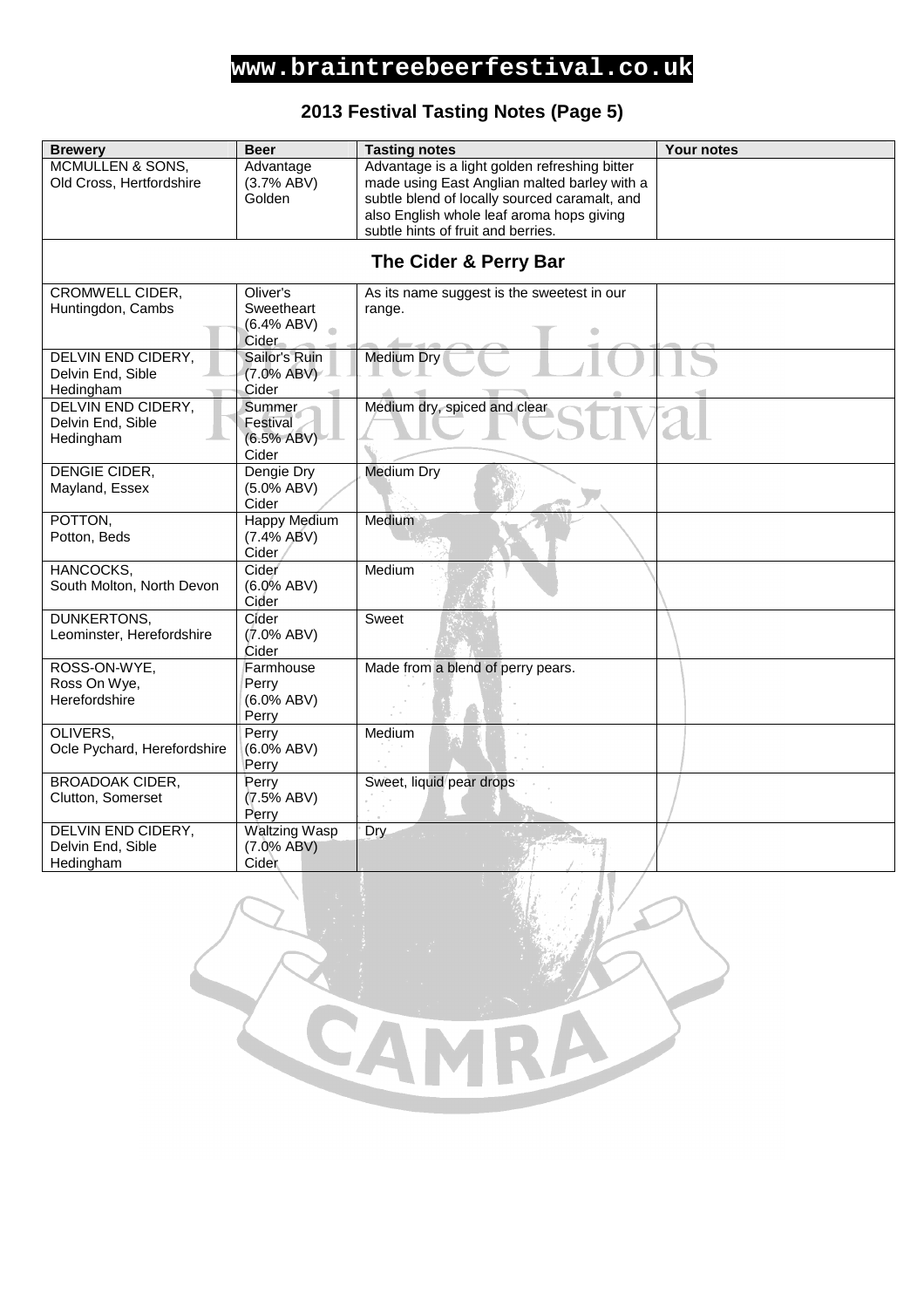# www.braintreebeerfestival.co.uk

## 2013 Festival Tasting Notes (Page 5)

| Brewery | Beer | Tasting notes | Your notes |
|---|---|---|---|
| MCMULLEN & SONS, Old Cross, Hertfordshire | Advantage (3.7% ABV) Golden | Advantage is a light golden refreshing bitter made using East Anglian malted barley with a subtle blend of locally sourced caramalt, and also English whole leaf aroma hops giving subtle hints of fruit and berries. | |
| **The Cider & Perry Bar** | | | |
| CROMWELL CIDER, Huntingdon, Cambs | Oliver's Sweetheart (6.4% ABV) Cider | As its name suggest is the sweetest in our range. | |
| DELVIN END CIDERY, Delvin End, Sible Hedingham | Sailor's Ruin (7.0% ABV) Cider | Medium Dry | |
| DELVIN END CIDERY, Delvin End, Sible Hedingham | Summer Festival (6.5% ABV) Cider | Medium dry, spiced and clear | |
| DENGIE CIDER, Mayland, Essex | Dengie Dry (5.0% ABV) Cider | Medium Dry | |
| POTTON, Potton, Beds | Happy Medium (7.4% ABV) Cider | Medium | |
| HANCOCKS, South Molton, North Devon | Cider (6.0% ABV) Cider | Medium | |
| DUNKERTONS, Leominster, Herefordshire | Cider (7.0% ABV) Cider | Sweet | |
| ROSS-ON-WYE, Ross On Wye, Herefordshire | Farmhouse Perry (6.0% ABV) Perry | Made from a blend of perry pears. | |
| OLIVERS, Ocle Pychard, Herefordshire | Perry (6.0% ABV) Perry | Medium | |
| BROADOAK CIDER, Clutton, Somerset | Perry (7.5% ABV) Perry | Sweet, liquid pear drops | |
| DELVIN END CIDERY, Delvin End, Sible Hedingham | Waltzing Wasp (7.0% ABV) Cider | Dry | |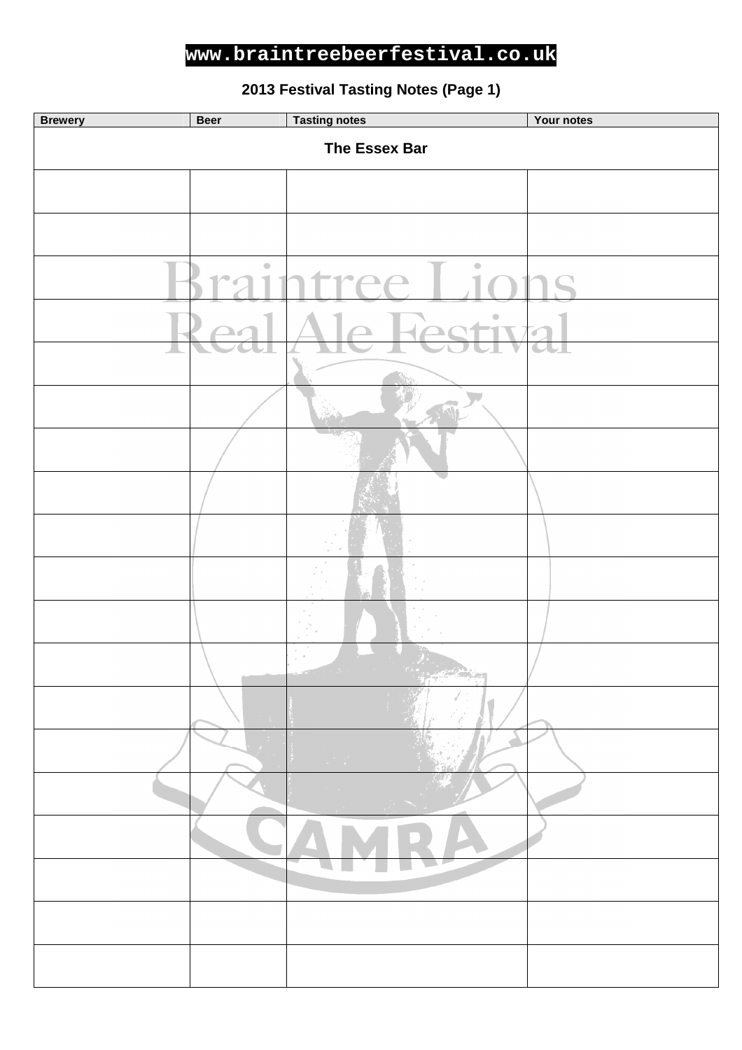www.braintreebeerfestival.co.uk

## 2013 Festival Tasting Notes (Page 1)

| Brewery | Beer | Tasting notes | Your notes |
|---|---|---|---|
| **The Essex Bar** | | | |
| | | | |
| | | | |
| | | | |
| | | | |
| | | | |
| | | | |
| | | | |
| | | | |
| | | | |
| | | | |
| | | | |
| | | | |
| | | | |
| | | | |
| | | | |
| | | | |
| | | | |
| | | | |
| | | | |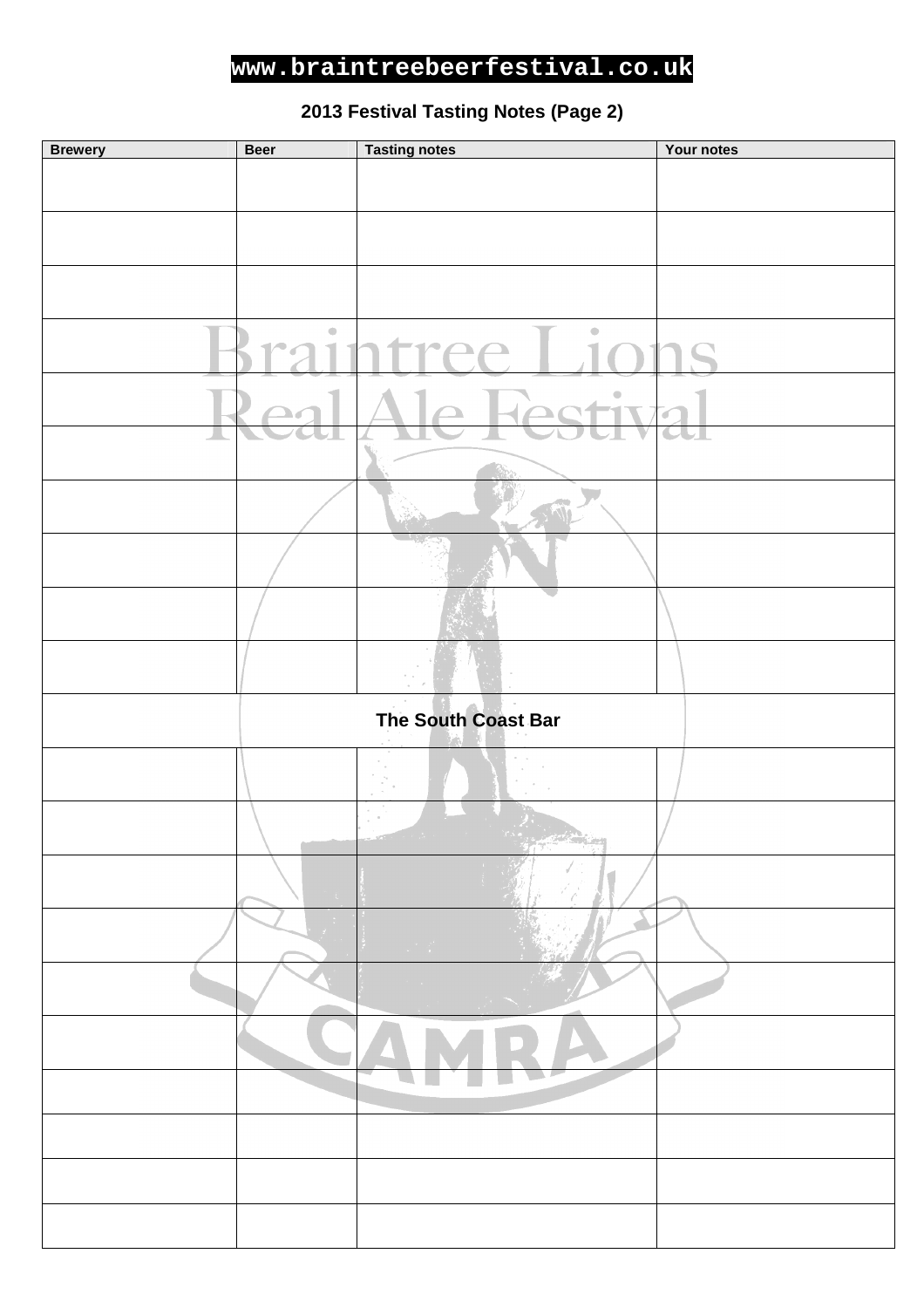www.braintreebeerfestival.co.uk

**2013 Festival Tasting Notes (Page 2)**

| Brewery | Beer | Tasting notes | Your notes |
|---|---|---|---|
| | | | |
| | | | |
| | | | |
| | | | |
| | | | |
| | | | |
| | | | |
| | | | |
| | | | |
| | | | |
| **The South Coast Bar** | | | |
| | | | |
| | | | |
| | | | |
| | | | |
| | | | |
| | | | |
| | | | |
| | | | |
| | | | |
| | | | |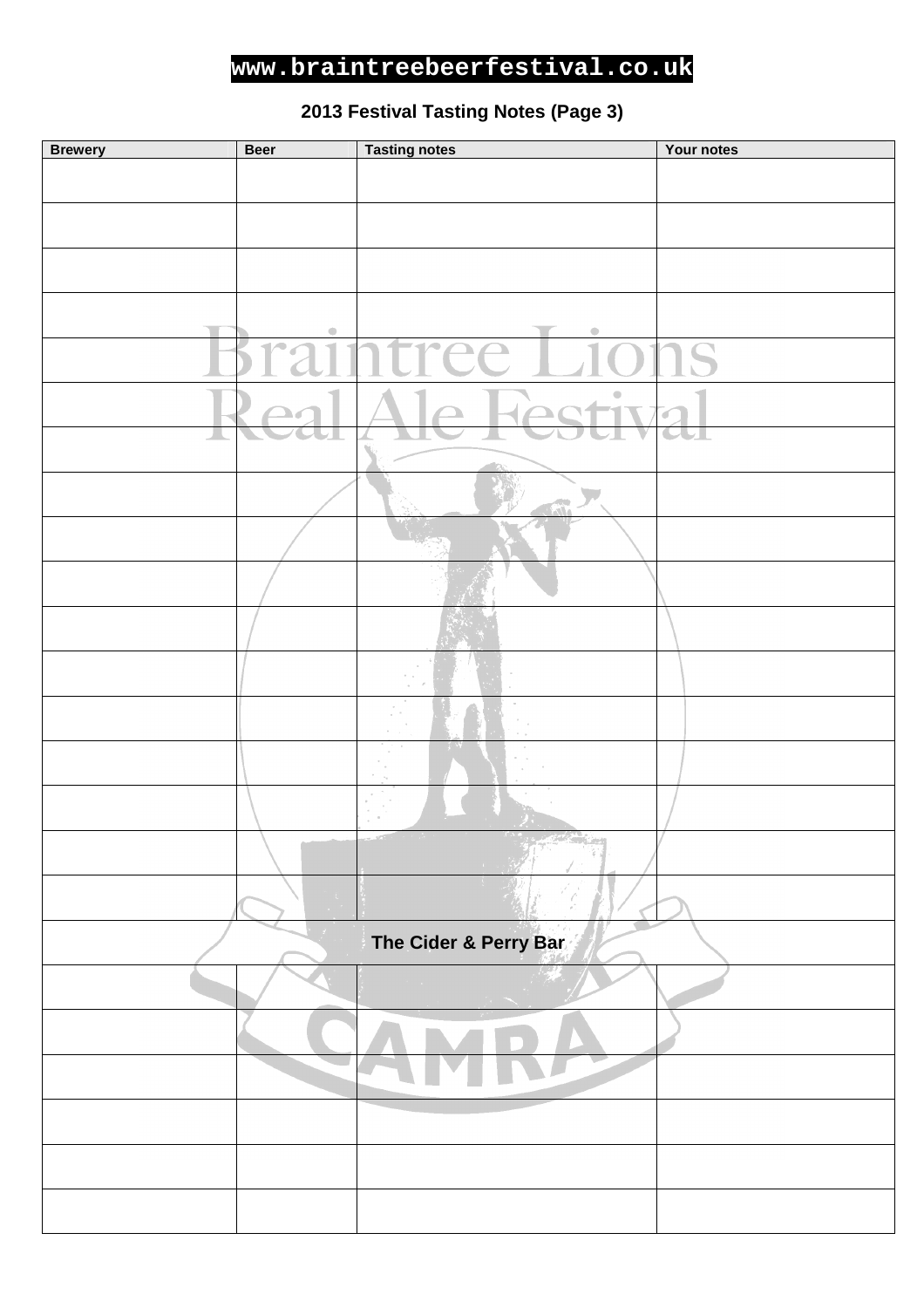**www.braintreebeerfestival.co.uk**

## 2013 Festival Tasting Notes (Page 3)

| Brewery | Beer | Tasting notes | Your notes |
|---|---|---|---|
| | | | |
| | | | |
| | | | |
| | | | |
| | | | |
| | | | |
| | | | |
| | | | |
| | | | |
| | | | |
| | | | |
| | | | |
| | | | |
| | | | |
| | | | |
| | | | |
| | | | |
| | | **The Cider & Perry Bar** | |
| | | | |
| | | | |
| | | | |
| | | | |
| | | | |
| | | | |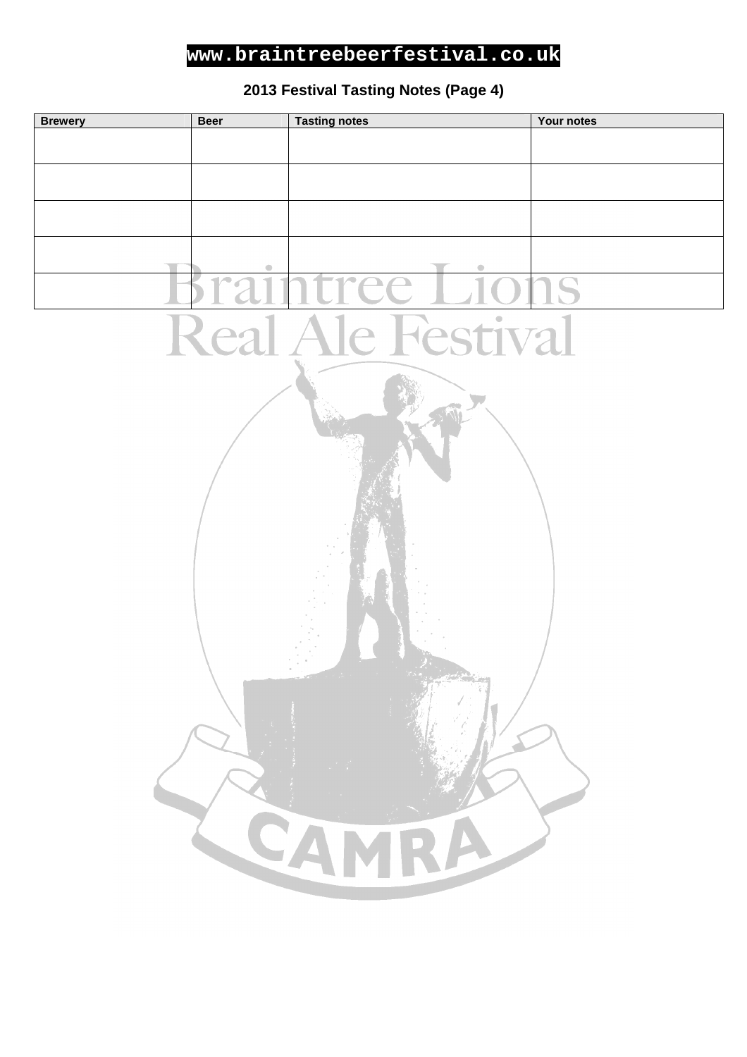**www.braintreebeerfestival.co.uk**

**2013 Festival Tasting Notes (Page 4)**

| Brewery | Beer | Tasting notes | Your notes |
|---|---|---|---|
| | | | |
| | | | |
| | | | |
| | | | |
| | | | |

Braintree Lions Real Ale Festival

CAMRA